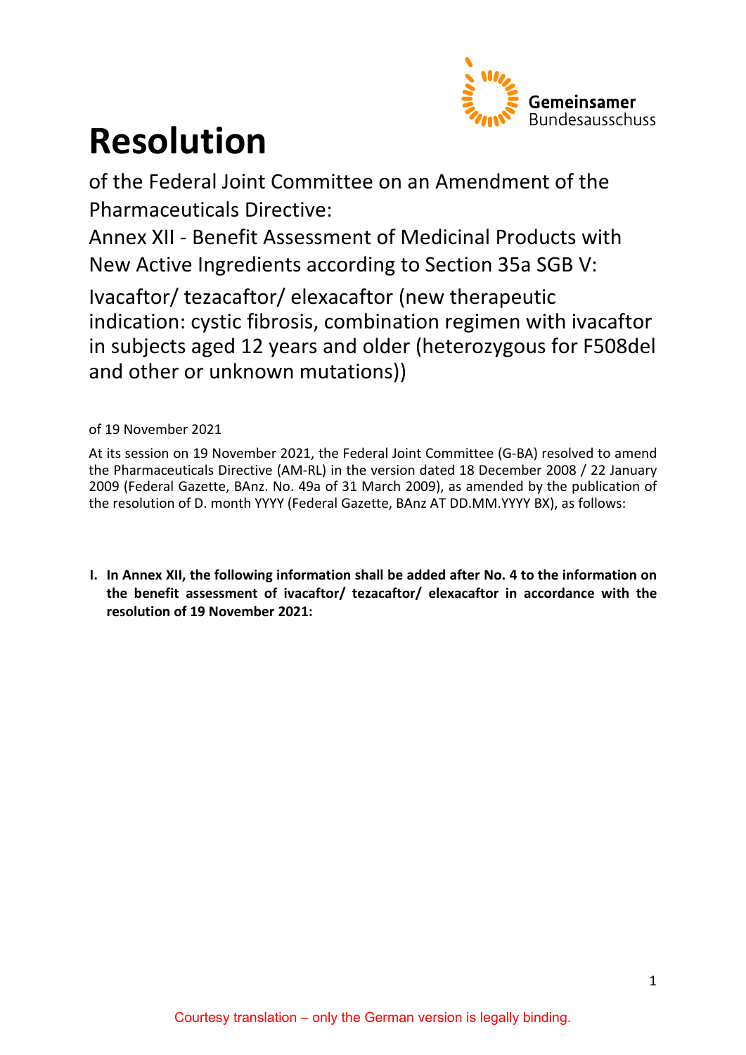# Resolution

of the Federal Joint Committee on an Amendment of the Pharmaceuticals Directive:

Annex XII - Benefit Assessment of Medicinal Products with New Active Ingredients according to Section 35a SGB V:

Ivacaftor/ tezacaftor/ elexacaftor (new therapeutic indication: cystic fibrosis, combination regimen with ivacaftor in subjects aged 12 years and older (heterozygous for F508del and other or unknown mutations))

of 19 November 2021

At its session on 19 November 2021, the Federal Joint Committee (G-BA) resolved to amend the Pharmaceuticals Directive (AM-RL) in the version dated 18 December 2008 / 22 January 2009 (Federal Gazette, BAnz. No. 49a of 31 March 2009), as amended by the publication of the resolution of D. month YYYY (Federal Gazette, BAnz AT DD.MM.YYYY BX), as follows:

**I. In Annex XII, the following information shall be added after No. 4 to the information on the benefit assessment of ivacaftor/ tezacaftor/ elexacaftor in accordance with the resolution of 19 November 2021:**

Courtesy translation – only the German version is legally binding.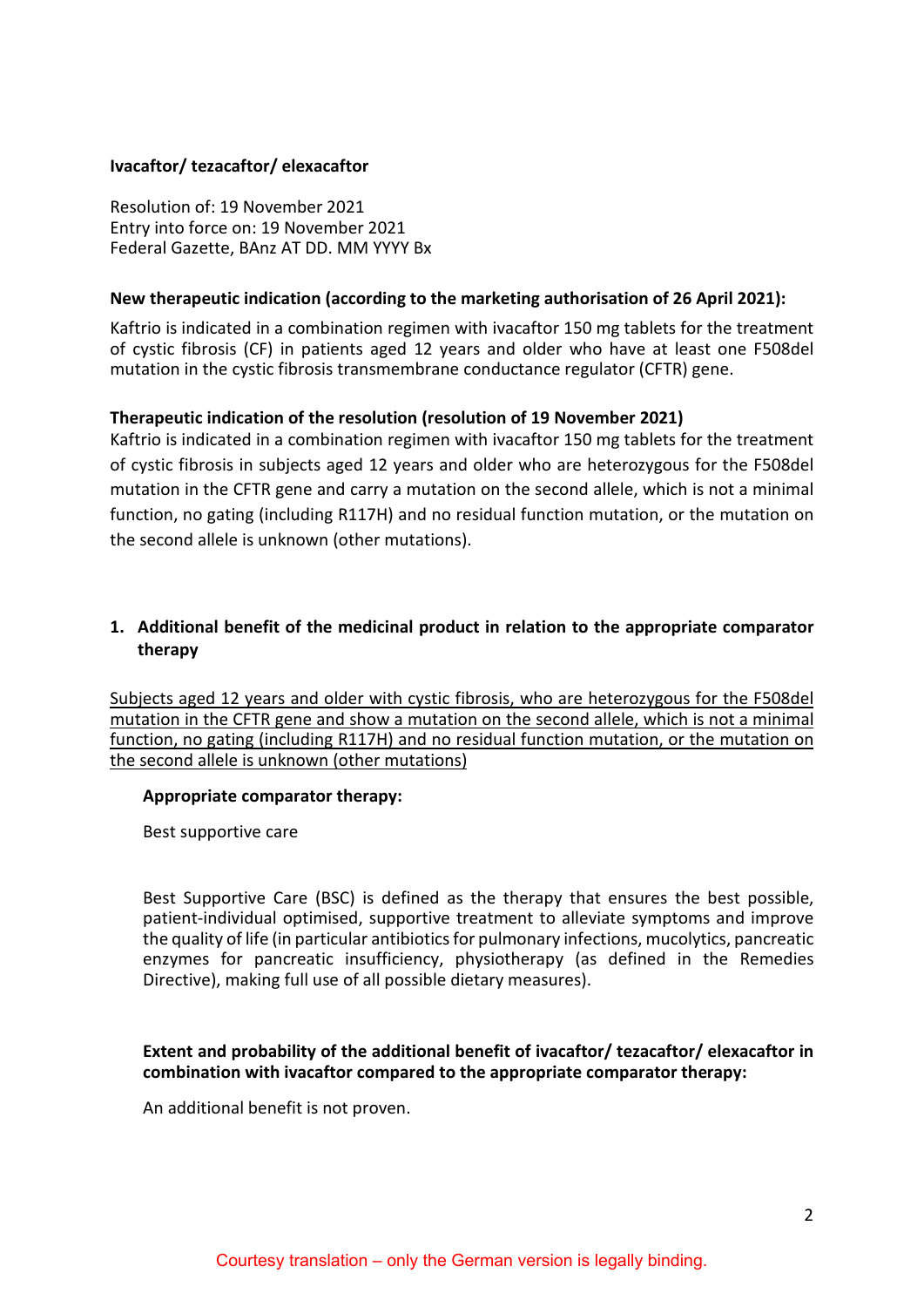**Ivacaftor/ tezacaftor/ elexacaftor**

Resolution of: 19 November 2021
Entry into force on: 19 November 2021
Federal Gazette, BAnz AT DD. MM YYYY Bx

**New therapeutic indication (according to the marketing authorisation of 26 April 2021):**

Kaftrio is indicated in a combination regimen with ivacaftor 150 mg tablets for the treatment of cystic fibrosis (CF) in patients aged 12 years and older who have at least one F508del mutation in the cystic fibrosis transmembrane conductance regulator (CFTR) gene.

**Therapeutic indication of the resolution (resolution of 19 November 2021)**

Kaftrio is indicated in a combination regimen with ivacaftor 150 mg tablets for the treatment of cystic fibrosis in subjects aged 12 years and older who are heterozygous for the F508del mutation in the CFTR gene and carry a mutation on the second allele, which is not a minimal function, no gating (including R117H) and no residual function mutation, or the mutation on the second allele is unknown (other mutations).

## 1. Additional benefit of the medicinal product in relation to the appropriate comparator therapy

Subjects aged 12 years and older with cystic fibrosis, who are heterozygous for the F508del mutation in the CFTR gene and show a mutation on the second allele, which is not a minimal function, no gating (including R117H) and no residual function mutation, or the mutation on the second allele is unknown (other mutations)

**Appropriate comparator therapy:**

Best supportive care

Best Supportive Care (BSC) is defined as the therapy that ensures the best possible, patient-individual optimised, supportive treatment to alleviate symptoms and improve the quality of life (in particular antibiotics for pulmonary infections, mucolytics, pancreatic enzymes for pancreatic insufficiency, physiotherapy (as defined in the Remedies Directive), making full use of all possible dietary measures).

**Extent and probability of the additional benefit of ivacaftor/ tezacaftor/ elexacaftor in combination with ivacaftor compared to the appropriate comparator therapy:**

An additional benefit is not proven.

Courtesy translation – only the German version is legally binding.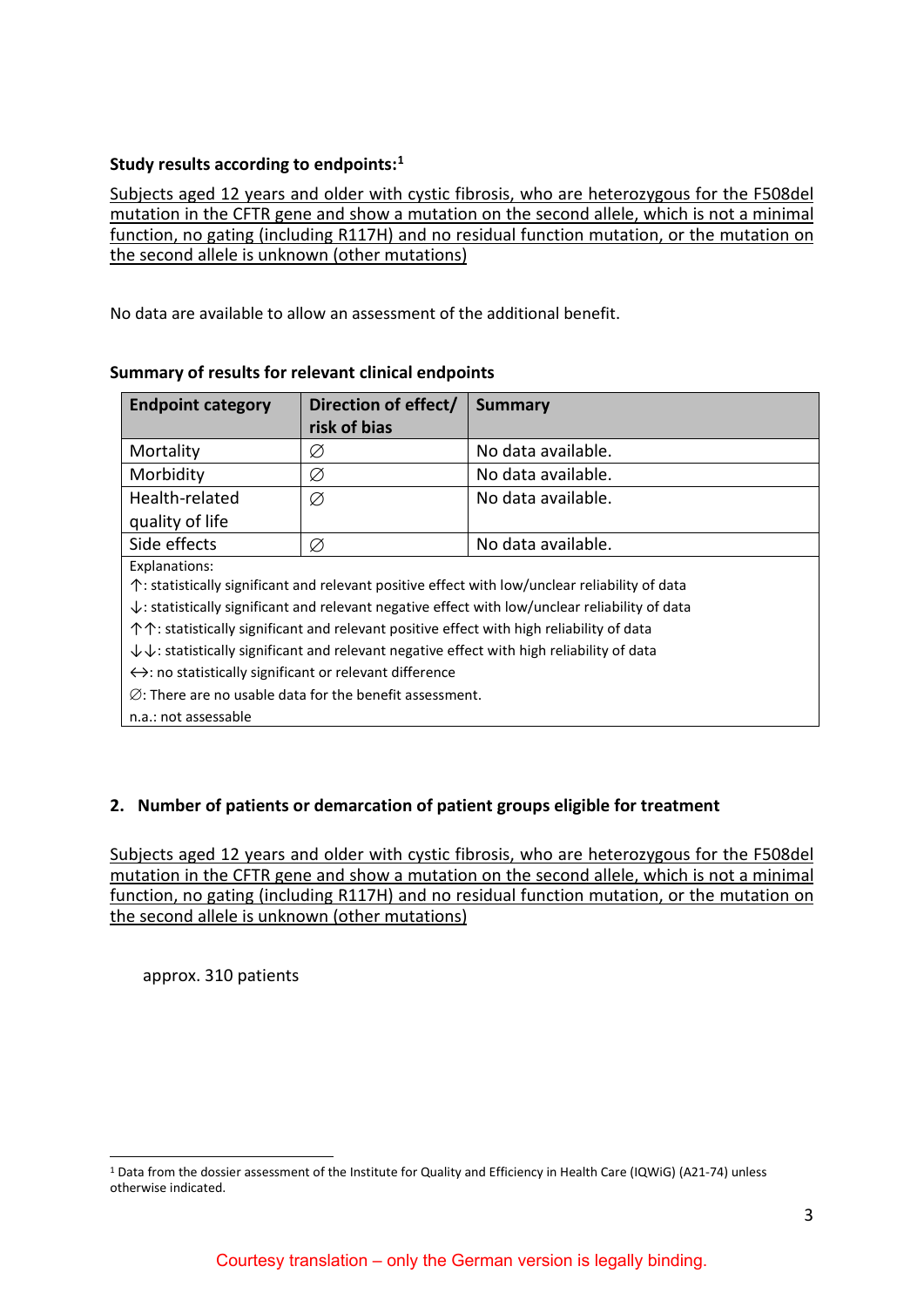**Study results according to endpoints:**[1]

Subjects aged 12 years and older with cystic fibrosis, who are heterozygous for the F508del mutation in the CFTR gene and show a mutation on the second allele, which is not a minimal function, no gating (including R117H) and no residual function mutation, or the mutation on the second allele is unknown (other mutations)

No data are available to allow an assessment of the additional benefit.

**Summary of results for relevant clinical endpoints**

| Endpoint category | Direction of effect/ risk of bias | Summary |
|---|---|---|
| Mortality | ∅ | No data available. |
| Morbidity | ∅ | No data available. |
| Health-related quality of life | ∅ | No data available. |
| Side effects | ∅ | No data available. |

Explanations:
↑: statistically significant and relevant positive effect with low/unclear reliability of data
↓: statistically significant and relevant negative effect with low/unclear reliability of data
↑↑: statistically significant and relevant positive effect with high reliability of data
↓↓: statistically significant and relevant negative effect with high reliability of data
↔: no statistically significant or relevant difference
∅: There are no usable data for the benefit assessment.
n.a.: not assessable

## 2. Number of patients or demarcation of patient groups eligible for treatment

Subjects aged 12 years and older with cystic fibrosis, who are heterozygous for the F508del mutation in the CFTR gene and show a mutation on the second allele, which is not a minimal function, no gating (including R117H) and no residual function mutation, or the mutation on the second allele is unknown (other mutations)

approx. 310 patients

[1] Data from the dossier assessment of the Institute for Quality and Efficiency in Health Care (IQWiG) (A21-74) unless otherwise indicated.

Courtesy translation – only the German version is legally binding.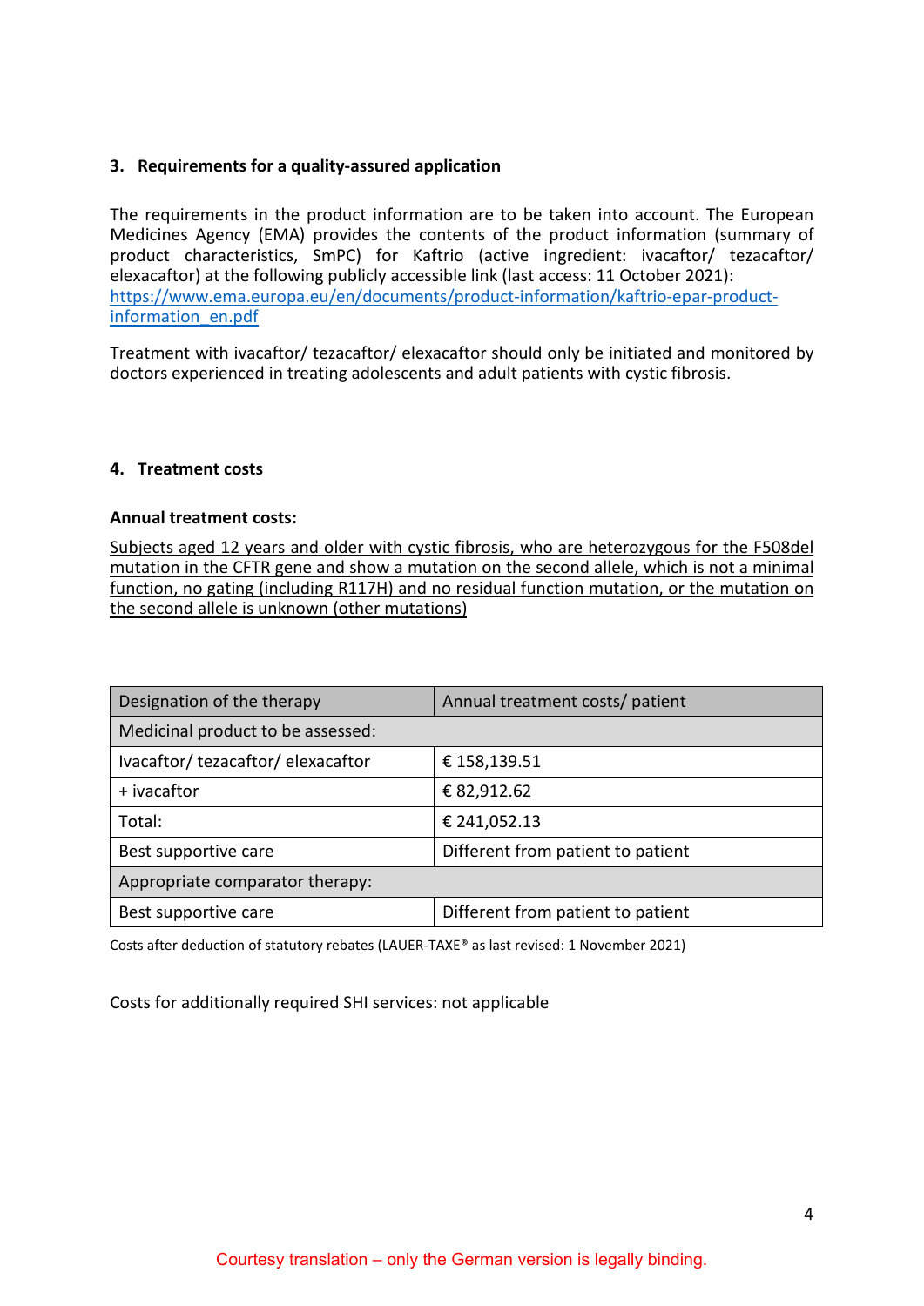## 3. Requirements for a quality-assured application

The requirements in the product information are to be taken into account. The European Medicines Agency (EMA) provides the contents of the product information (summary of product characteristics, SmPC) for Kaftrio (active ingredient: ivacaftor/ tezacaftor/ elexacaftor) at the following publicly accessible link (last access: 11 October 2021): https://www.ema.europa.eu/en/documents/product-information/kaftrio-epar-product-information_en.pdf

Treatment with ivacaftor/ tezacaftor/ elexacaftor should only be initiated and monitored by doctors experienced in treating adolescents and adult patients with cystic fibrosis.

## 4. Treatment costs

**Annual treatment costs:**

Subjects aged 12 years and older with cystic fibrosis, who are heterozygous for the F508del mutation in the CFTR gene and show a mutation on the second allele, which is not a minimal function, no gating (including R117H) and no residual function mutation, or the mutation on the second allele is unknown (other mutations)

| Designation of the therapy | Annual treatment costs/ patient |
|---|---|
| Medicinal product to be assessed: | |
| Ivacaftor/ tezacaftor/ elexacaftor | € 158,139.51 |
| + ivacaftor | € 82,912.62 |
| Total: | € 241,052.13 |
| Best supportive care | Different from patient to patient |
| Appropriate comparator therapy: | |
| Best supportive care | Different from patient to patient |

Costs after deduction of statutory rebates (LAUER-TAXE® as last revised: 1 November 2021)

Costs for additionally required SHI services: not applicable

Courtesy translation – only the German version is legally binding.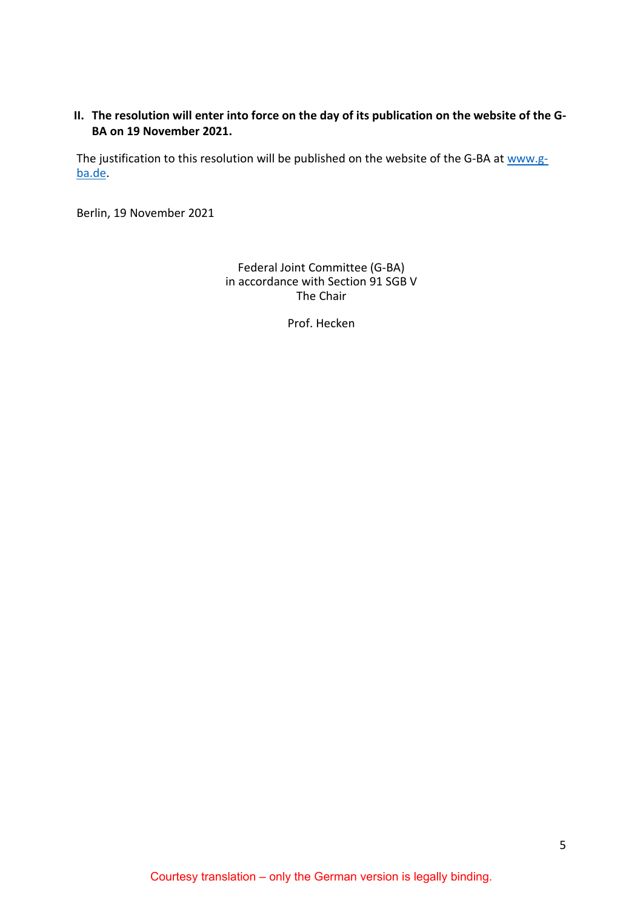**II. The resolution will enter into force on the day of its publication on the website of the G-BA on 19 November 2021.**

The justification to this resolution will be published on the website of the G-BA at www.g-ba.de.

Berlin, 19 November 2021

Federal Joint Committee (G-BA)
in accordance with Section 91 SGB V
The Chair

Prof. Hecken

Courtesy translation – only the German version is legally binding.